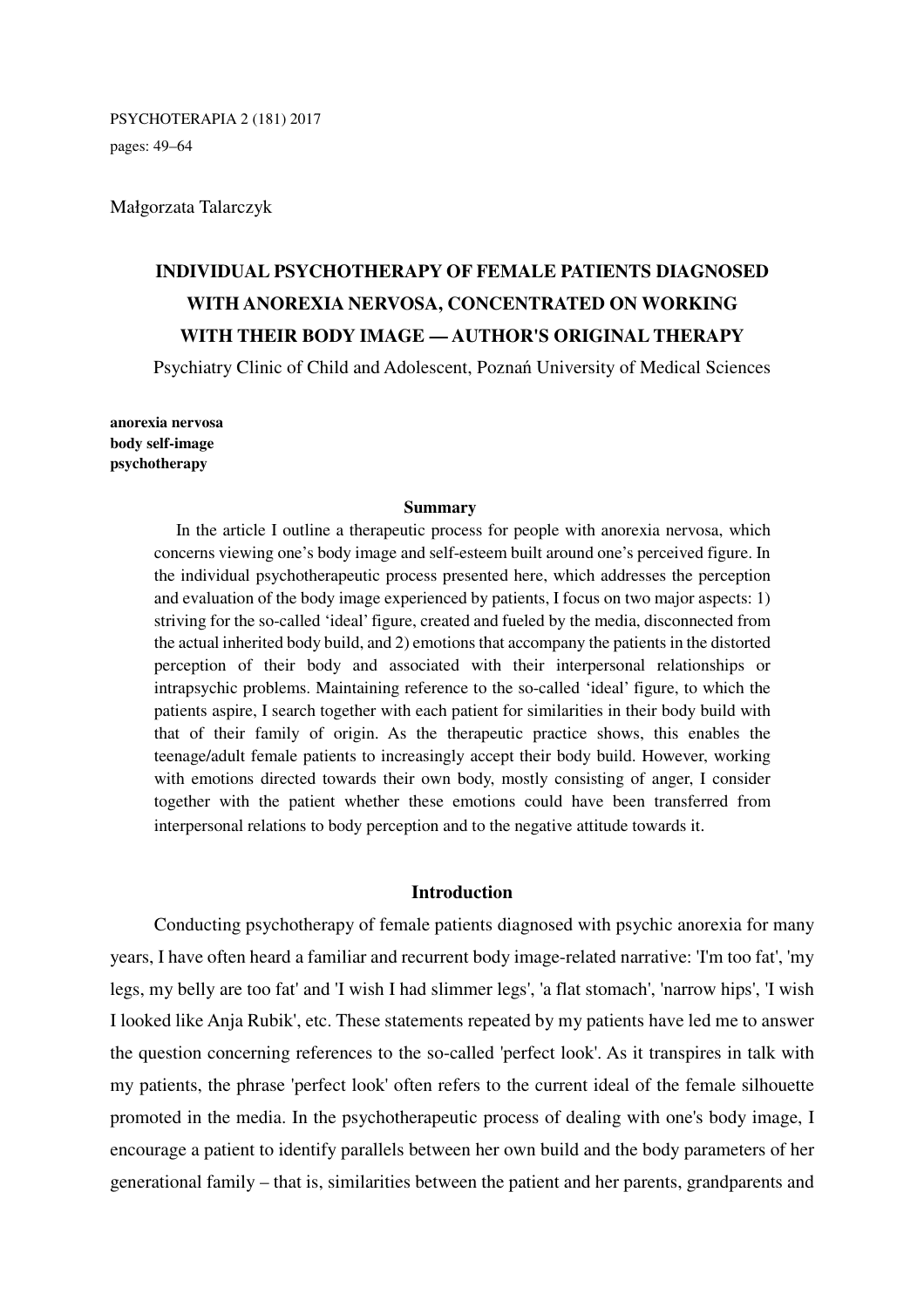Małgorzata Talarczyk

# INDIVIDUAL PSYCHOTHERAPY OF FEMALE PATIENTS DIAGNOSED WITH ANOREXIA NERVOSA, CONCENTRATED ON WORKING WITH THEIR BODY IMAGE — AUTHOR'S ORIGINAL THERAPY

Psychiatry Clinic of Child and Adolescent, Poznań University of Medical Sciences

**anorexia nervosa**
**body self-image**
**psychotherapy**

### Summary

In the article I outline a therapeutic process for people with anorexia nervosa, which concerns viewing one's body image and self-esteem built around one's perceived figure. In the individual psychotherapeutic process presented here, which addresses the perception and evaluation of the body image experienced by patients, I focus on two major aspects: 1) striving for the so-called 'ideal' figure, created and fueled by the media, disconnected from the actual inherited body build, and 2) emotions that accompany the patients in the distorted perception of their body and associated with their interpersonal relationships or intrapsychic problems. Maintaining reference to the so-called 'ideal' figure, to which the patients aspire, I search together with each patient for similarities in their body build with that of their family of origin. As the therapeutic practice shows, this enables the teenage/adult female patients to increasingly accept their body build. However, working with emotions directed towards their own body, mostly consisting of anger, I consider together with the patient whether these emotions could have been transferred from interpersonal relations to body perception and to the negative attitude towards it.

## Introduction

Conducting psychotherapy of female patients diagnosed with psychic anorexia for many years, I have often heard a familiar and recurrent body image-related narrative: 'I'm too fat', 'my legs, my belly are too fat' and 'I wish I had slimmer legs', 'a flat stomach', 'narrow hips', 'I wish I looked like Anja Rubik', etc. These statements repeated by my patients have led me to answer the question concerning references to the so-called 'perfect look'. As it transpires in talk with my patients, the phrase 'perfect look' often refers to the current ideal of the female silhouette promoted in the media. In the psychotherapeutic process of dealing with one's body image, I encourage a patient to identify parallels between her own build and the body parameters of her generational family – that is, similarities between the patient and her parents, grandparents and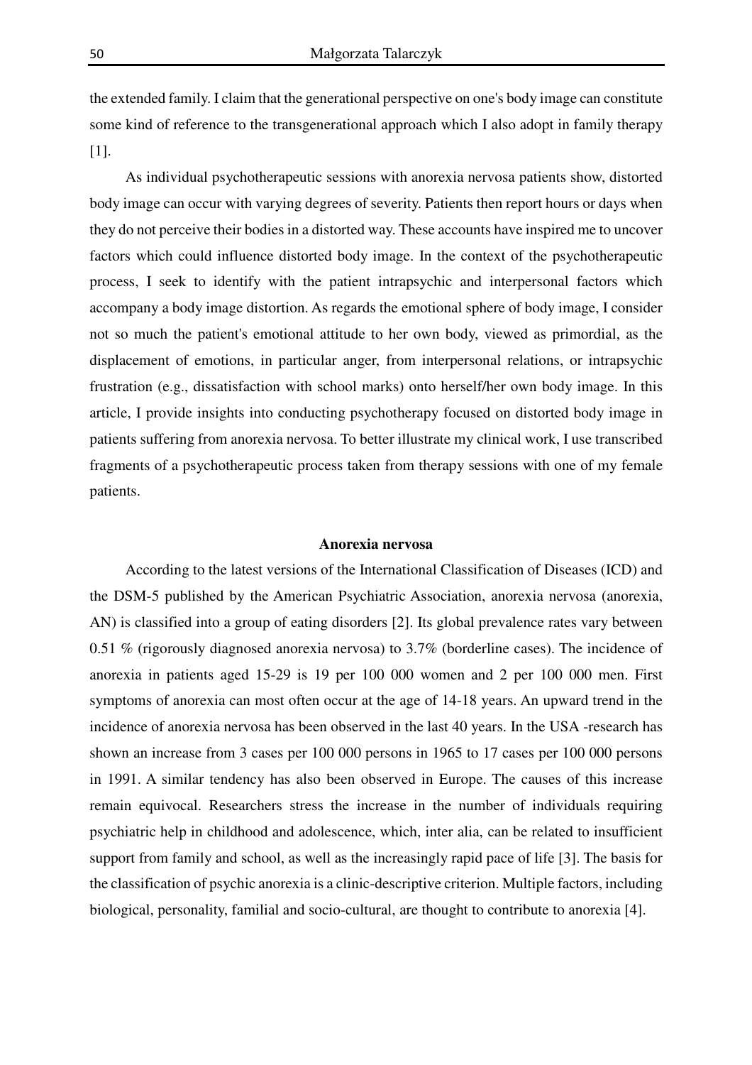the extended family. I claim that the generational perspective on one's body image can constitute some kind of reference to the transgenerational approach which I also adopt in family therapy [1].

As individual psychotherapeutic sessions with anorexia nervosa patients show, distorted body image can occur with varying degrees of severity. Patients then report hours or days when they do not perceive their bodies in a distorted way. These accounts have inspired me to uncover factors which could influence distorted body image. In the context of the psychotherapeutic process, I seek to identify with the patient intrapsychic and interpersonal factors which accompany a body image distortion. As regards the emotional sphere of body image, I consider not so much the patient's emotional attitude to her own body, viewed as primordial, as the displacement of emotions, in particular anger, from interpersonal relations, or intrapsychic frustration (e.g., dissatisfaction with school marks) onto herself/her own body image. In this article, I provide insights into conducting psychotherapy focused on distorted body image in patients suffering from anorexia nervosa. To better illustrate my clinical work, I use transcribed fragments of a psychotherapeutic process taken from therapy sessions with one of my female patients.

## Anorexia nervosa

According to the latest versions of the International Classification of Diseases (ICD) and the DSM-5 published by the American Psychiatric Association, anorexia nervosa (anorexia, AN) is classified into a group of eating disorders [2]. Its global prevalence rates vary between 0.51 % (rigorously diagnosed anorexia nervosa) to 3.7% (borderline cases). The incidence of anorexia in patients aged 15-29 is 19 per 100 000 women and 2 per 100 000 men. First symptoms of anorexia can most often occur at the age of 14-18 years. An upward trend in the incidence of anorexia nervosa has been observed in the last 40 years. In the USA -research has shown an increase from 3 cases per 100 000 persons in 1965 to 17 cases per 100 000 persons in 1991. A similar tendency has also been observed in Europe. The causes of this increase remain equivocal. Researchers stress the increase in the number of individuals requiring psychiatric help in childhood and adolescence, which, inter alia, can be related to insufficient support from family and school, as well as the increasingly rapid pace of life [3]. The basis for the classification of psychic anorexia is a clinic-descriptive criterion. Multiple factors, including biological, personality, familial and socio-cultural, are thought to contribute to anorexia [4].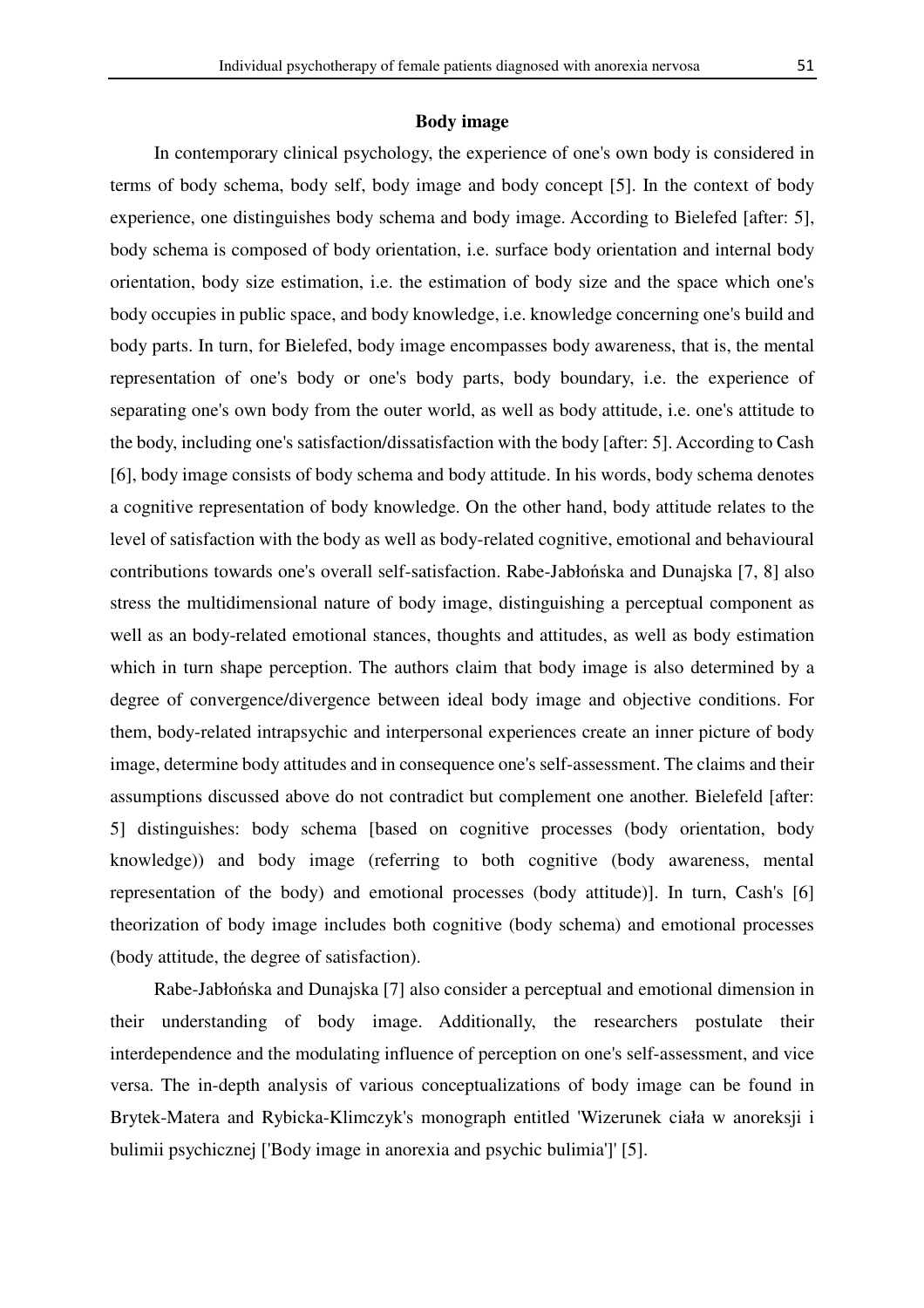## Body image

In contemporary clinical psychology, the experience of one's own body is considered in terms of body schema, body self, body image and body concept [5]. In the context of body experience, one distinguishes body schema and body image. According to Bielefed [after: 5], body schema is composed of body orientation, i.e. surface body orientation and internal body orientation, body size estimation, i.e. the estimation of body size and the space which one's body occupies in public space, and body knowledge, i.e. knowledge concerning one's build and body parts. In turn, for Bielefed, body image encompasses body awareness, that is, the mental representation of one's body or one's body parts, body boundary, i.e. the experience of separating one's own body from the outer world, as well as body attitude, i.e. one's attitude to the body, including one's satisfaction/dissatisfaction with the body [after: 5]. According to Cash [6], body image consists of body schema and body attitude. In his words, body schema denotes a cognitive representation of body knowledge. On the other hand, body attitude relates to the level of satisfaction with the body as well as body-related cognitive, emotional and behavioural contributions towards one's overall self-satisfaction. Rabe-Jabłońska and Dunajska [7, 8] also stress the multidimensional nature of body image, distinguishing a perceptual component as well as an body-related emotional stances, thoughts and attitudes, as well as body estimation which in turn shape perception. The authors claim that body image is also determined by a degree of convergence/divergence between ideal body image and objective conditions. For them, body-related intrapsychic and interpersonal experiences create an inner picture of body image, determine body attitudes and in consequence one's self-assessment. The claims and their assumptions discussed above do not contradict but complement one another. Bielefeld [after: 5] distinguishes: body schema [based on cognitive processes (body orientation, body knowledge)) and body image (referring to both cognitive (body awareness, mental representation of the body) and emotional processes (body attitude)]. In turn, Cash's [6] theorization of body image includes both cognitive (body schema) and emotional processes (body attitude, the degree of satisfaction).

Rabe-Jabłońska and Dunajska [7] also consider a perceptual and emotional dimension in their understanding of body image. Additionally, the researchers postulate their interdependence and the modulating influence of perception on one's self-assessment, and vice versa. The in-depth analysis of various conceptualizations of body image can be found in Brytek-Matera and Rybicka-Klimczyk's monograph entitled 'Wizerunek ciała w anoreksji i bulimii psychicznej ['Body image in anorexia and psychic bulimia']' [5].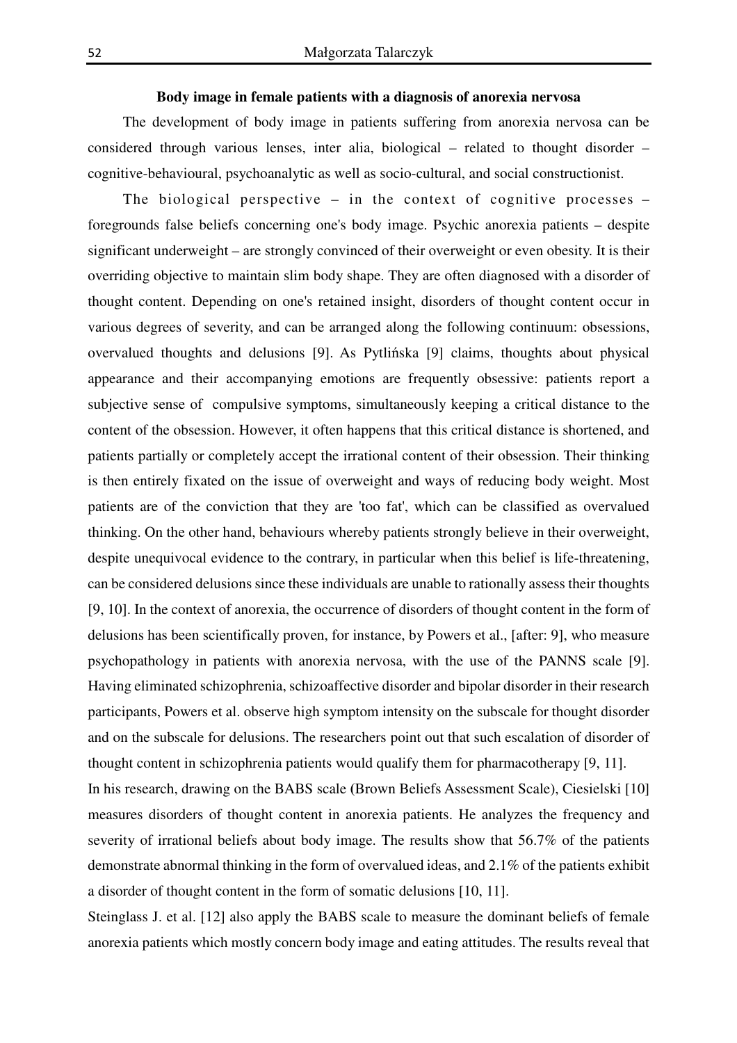**Body image in female patients with a diagnosis of anorexia nervosa**

The development of body image in patients suffering from anorexia nervosa can be considered through various lenses, inter alia, biological – related to thought disorder – cognitive-behavioural, psychoanalytic as well as socio-cultural, and social constructionist.

The biological perspective – in the context of cognitive processes – foregrounds false beliefs concerning one's body image. Psychic anorexia patients – despite significant underweight – are strongly convinced of their overweight or even obesity. It is their overriding objective to maintain slim body shape. They are often diagnosed with a disorder of thought content. Depending on one's retained insight, disorders of thought content occur in various degrees of severity, and can be arranged along the following continuum: obsessions, overvalued thoughts and delusions [9]. As Pytlińska [9] claims, thoughts about physical appearance and their accompanying emotions are frequently obsessive: patients report a subjective sense of compulsive symptoms, simultaneously keeping a critical distance to the content of the obsession. However, it often happens that this critical distance is shortened, and patients partially or completely accept the irrational content of their obsession. Their thinking is then entirely fixated on the issue of overweight and ways of reducing body weight. Most patients are of the conviction that they are 'too fat', which can be classified as overvalued thinking. On the other hand, behaviours whereby patients strongly believe in their overweight, despite unequivocal evidence to the contrary, in particular when this belief is life-threatening, can be considered delusions since these individuals are unable to rationally assess their thoughts [9, 10]. In the context of anorexia, the occurrence of disorders of thought content in the form of delusions has been scientifically proven, for instance, by Powers et al., [after: 9], who measure psychopathology in patients with anorexia nervosa, with the use of the PANNS scale [9]. Having eliminated schizophrenia, schizoaffective disorder and bipolar disorder in their research participants, Powers et al. observe high symptom intensity on the subscale for thought disorder and on the subscale for delusions. The researchers point out that such escalation of disorder of thought content in schizophrenia patients would qualify them for pharmacotherapy [9, 11].

In his research, drawing on the BABS scale (Brown Beliefs Assessment Scale), Ciesielski [10] measures disorders of thought content in anorexia patients. He analyzes the frequency and severity of irrational beliefs about body image. The results show that 56.7% of the patients demonstrate abnormal thinking in the form of overvalued ideas, and 2.1% of the patients exhibit a disorder of thought content in the form of somatic delusions [10, 11].

Steinglass J. et al. [12] also apply the BABS scale to measure the dominant beliefs of female anorexia patients which mostly concern body image and eating attitudes. The results reveal that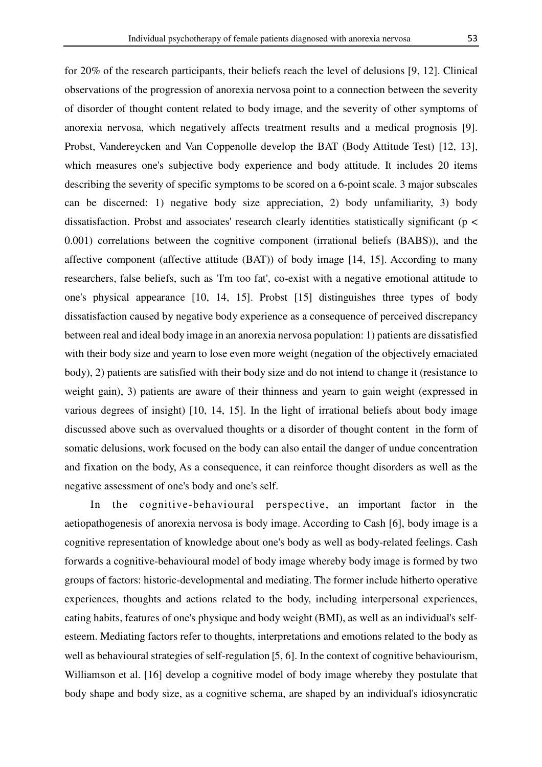for 20% of the research participants, their beliefs reach the level of delusions [9, 12]. Clinical observations of the progression of anorexia nervosa point to a connection between the severity of disorder of thought content related to body image, and the severity of other symptoms of anorexia nervosa, which negatively affects treatment results and a medical prognosis [9]. Probst, Vandereycken and Van Coppenolle develop the BAT (Body Attitude Test) [12, 13], which measures one's subjective body experience and body attitude. It includes 20 items describing the severity of specific symptoms to be scored on a 6-point scale. 3 major subscales can be discerned: 1) negative body size appreciation, 2) body unfamiliarity, 3) body dissatisfaction. Probst and associates' research clearly identities statistically significant ($p < 0.001$) correlations between the cognitive component (irrational beliefs (BABS)), and the affective component (affective attitude (BAT)) of body image [14, 15]. According to many researchers, false beliefs, such as 'I'm too fat', co-exist with a negative emotional attitude to one's physical appearance [10, 14, 15]. Probst [15] distinguishes three types of body dissatisfaction caused by negative body experience as a consequence of perceived discrepancy between real and ideal body image in an anorexia nervosa population: 1) patients are dissatisfied with their body size and yearn to lose even more weight (negation of the objectively emaciated body), 2) patients are satisfied with their body size and do not intend to change it (resistance to weight gain), 3) patients are aware of their thinness and yearn to gain weight (expressed in various degrees of insight) [10, 14, 15]. In the light of irrational beliefs about body image discussed above such as overvalued thoughts or a disorder of thought content in the form of somatic delusions, work focused on the body can also entail the danger of undue concentration and fixation on the body, As a consequence, it can reinforce thought disorders as well as the negative assessment of one's body and one's self.

In the cognitive-behavioural perspective, an important factor in the aetiopathogenesis of anorexia nervosa is body image. According to Cash [6], body image is a cognitive representation of knowledge about one's body as well as body-related feelings. Cash forwards a cognitive-behavioural model of body image whereby body image is formed by two groups of factors: historic-developmental and mediating. The former include hitherto operative experiences, thoughts and actions related to the body, including interpersonal experiences, eating habits, features of one's physique and body weight (BMI), as well as an individual's self-esteem. Mediating factors refer to thoughts, interpretations and emotions related to the body as well as behavioural strategies of self-regulation [5, 6]. In the context of cognitive behaviourism, Williamson et al. [16] develop a cognitive model of body image whereby they postulate that body shape and body size, as a cognitive schema, are shaped by an individual's idiosyncratic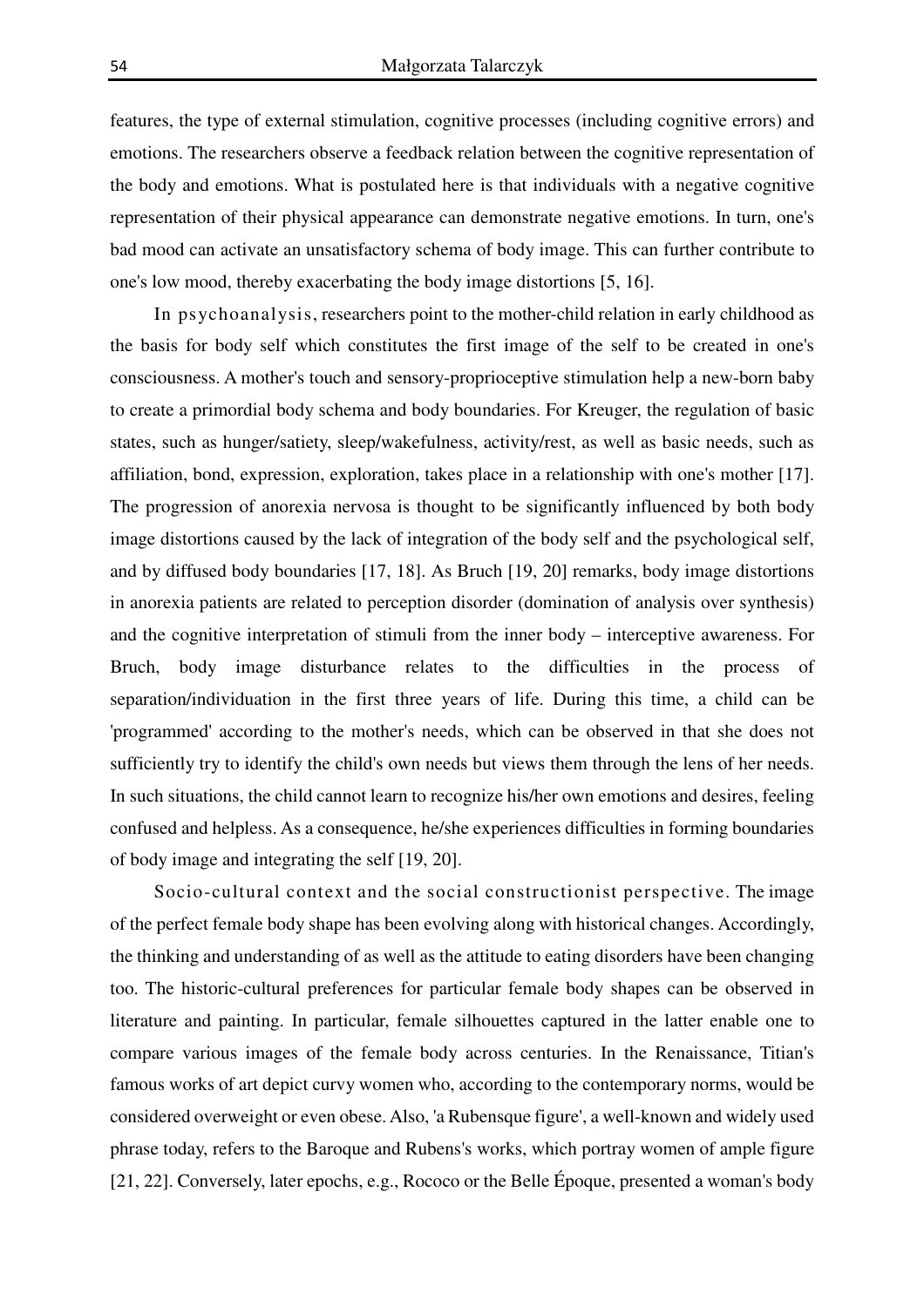features, the type of external stimulation, cognitive processes (including cognitive errors) and emotions. The researchers observe a feedback relation between the cognitive representation of the body and emotions. What is postulated here is that individuals with a negative cognitive representation of their physical appearance can demonstrate negative emotions. In turn, one's bad mood can activate an unsatisfactory schema of body image. This can further contribute to one's low mood, thereby exacerbating the body image distortions [5, 16].

In psychoanalysis, researchers point to the mother-child relation in early childhood as the basis for body self which constitutes the first image of the self to be created in one's consciousness. A mother's touch and sensory-proprioceptive stimulation help a new-born baby to create a primordial body schema and body boundaries. For Kreuger, the regulation of basic states, such as hunger/satiety, sleep/wakefulness, activity/rest, as well as basic needs, such as affiliation, bond, expression, exploration, takes place in a relationship with one's mother [17]. The progression of anorexia nervosa is thought to be significantly influenced by both body image distortions caused by the lack of integration of the body self and the psychological self, and by diffused body boundaries [17, 18]. As Bruch [19, 20] remarks, body image distortions in anorexia patients are related to perception disorder (domination of analysis over synthesis) and the cognitive interpretation of stimuli from the inner body – interceptive awareness. For Bruch, body image disturbance relates to the difficulties in the process of separation/individuation in the first three years of life. During this time, a child can be 'programmed' according to the mother's needs, which can be observed in that she does not sufficiently try to identify the child's own needs but views them through the lens of her needs. In such situations, the child cannot learn to recognize his/her own emotions and desires, feeling confused and helpless. As a consequence, he/she experiences difficulties in forming boundaries of body image and integrating the self [19, 20].

Socio-cultural context and the social constructionist perspective. The image of the perfect female body shape has been evolving along with historical changes. Accordingly, the thinking and understanding of as well as the attitude to eating disorders have been changing too. The historic-cultural preferences for particular female body shapes can be observed in literature and painting. In particular, female silhouettes captured in the latter enable one to compare various images of the female body across centuries. In the Renaissance, Titian's famous works of art depict curvy women who, according to the contemporary norms, would be considered overweight or even obese. Also, 'a Rubensque figure', a well-known and widely used phrase today, refers to the Baroque and Rubens's works, which portray women of ample figure [21, 22]. Conversely, later epochs, e.g., Rococo or the Belle Époque, presented a woman's body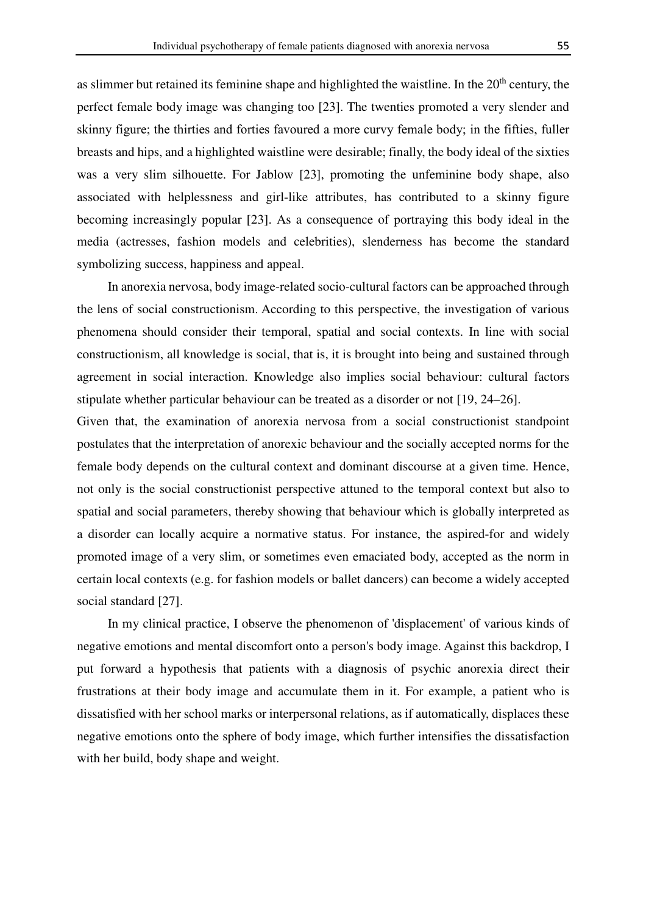as slimmer but retained its feminine shape and highlighted the waistline. In the 20$^{th}$ century, the perfect female body image was changing too [23]. The twenties promoted a very slender and skinny figure; the thirties and forties favoured a more curvy female body; in the fifties, fuller breasts and hips, and a highlighted waistline were desirable; finally, the body ideal of the sixties was a very slim silhouette. For Jablow [23], promoting the unfeminine body shape, also associated with helplessness and girl-like attributes, has contributed to a skinny figure becoming increasingly popular [23]. As a consequence of portraying this body ideal in the media (actresses, fashion models and celebrities), slenderness has become the standard symbolizing success, happiness and appeal.

In anorexia nervosa, body image-related socio-cultural factors can be approached through the lens of social constructionism. According to this perspective, the investigation of various phenomena should consider their temporal, spatial and social contexts. In line with social constructionism, all knowledge is social, that is, it is brought into being and sustained through agreement in social interaction. Knowledge also implies social behaviour: cultural factors stipulate whether particular behaviour can be treated as a disorder or not [19, 24–26].

Given that, the examination of anorexia nervosa from a social constructionist standpoint postulates that the interpretation of anorexic behaviour and the socially accepted norms for the female body depends on the cultural context and dominant discourse at a given time. Hence, not only is the social constructionist perspective attuned to the temporal context but also to spatial and social parameters, thereby showing that behaviour which is globally interpreted as a disorder can locally acquire a normative status. For instance, the aspired-for and widely promoted image of a very slim, or sometimes even emaciated body, accepted as the norm in certain local contexts (e.g. for fashion models or ballet dancers) can become a widely accepted social standard [27].

In my clinical practice, I observe the phenomenon of 'displacement' of various kinds of negative emotions and mental discomfort onto a person's body image. Against this backdrop, I put forward a hypothesis that patients with a diagnosis of psychic anorexia direct their frustrations at their body image and accumulate them in it. For example, a patient who is dissatisfied with her school marks or interpersonal relations, as if automatically, displaces these negative emotions onto the sphere of body image, which further intensifies the dissatisfaction with her build, body shape and weight.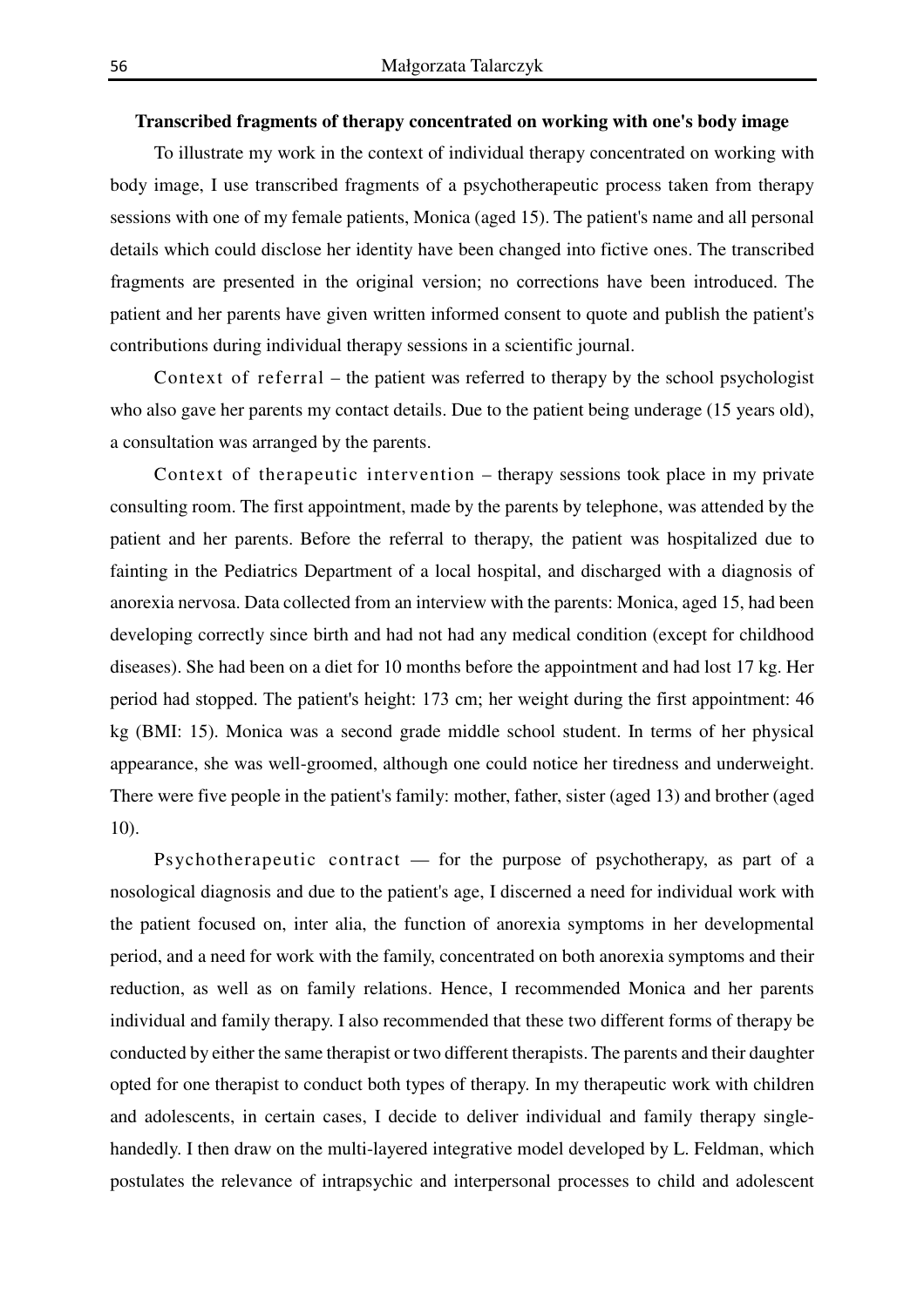**Transcribed fragments of therapy concentrated on working with one's body image**

To illustrate my work in the context of individual therapy concentrated on working with body image, I use transcribed fragments of a psychotherapeutic process taken from therapy sessions with one of my female patients, Monica (aged 15). The patient's name and all personal details which could disclose her identity have been changed into fictive ones. The transcribed fragments are presented in the original version; no corrections have been introduced. The patient and her parents have given written informed consent to quote and publish the patient's contributions during individual therapy sessions in a scientific journal.

Context of referral – the patient was referred to therapy by the school psychologist who also gave her parents my contact details. Due to the patient being underage (15 years old), a consultation was arranged by the parents.

Context of therapeutic intervention – therapy sessions took place in my private consulting room. The first appointment, made by the parents by telephone, was attended by the patient and her parents. Before the referral to therapy, the patient was hospitalized due to fainting in the Pediatrics Department of a local hospital, and discharged with a diagnosis of anorexia nervosa. Data collected from an interview with the parents: Monica, aged 15, had been developing correctly since birth and had not had any medical condition (except for childhood diseases). She had been on a diet for 10 months before the appointment and had lost 17 kg. Her period had stopped. The patient's height: 173 cm; her weight during the first appointment: 46 kg (BMI: 15). Monica was a second grade middle school student. In terms of her physical appearance, she was well-groomed, although one could notice her tiredness and underweight. There were five people in the patient's family: mother, father, sister (aged 13) and brother (aged 10).

Psychotherapeutic contract — for the purpose of psychotherapy, as part of a nosological diagnosis and due to the patient's age, I discerned a need for individual work with the patient focused on, inter alia, the function of anorexia symptoms in her developmental period, and a need for work with the family, concentrated on both anorexia symptoms and their reduction, as well as on family relations. Hence, I recommended Monica and her parents individual and family therapy. I also recommended that these two different forms of therapy be conducted by either the same therapist or two different therapists. The parents and their daughter opted for one therapist to conduct both types of therapy. In my therapeutic work with children and adolescents, in certain cases, I decide to deliver individual and family therapy single-handedly. I then draw on the multi-layered integrative model developed by L. Feldman, which postulates the relevance of intrapsychic and interpersonal processes to child and adolescent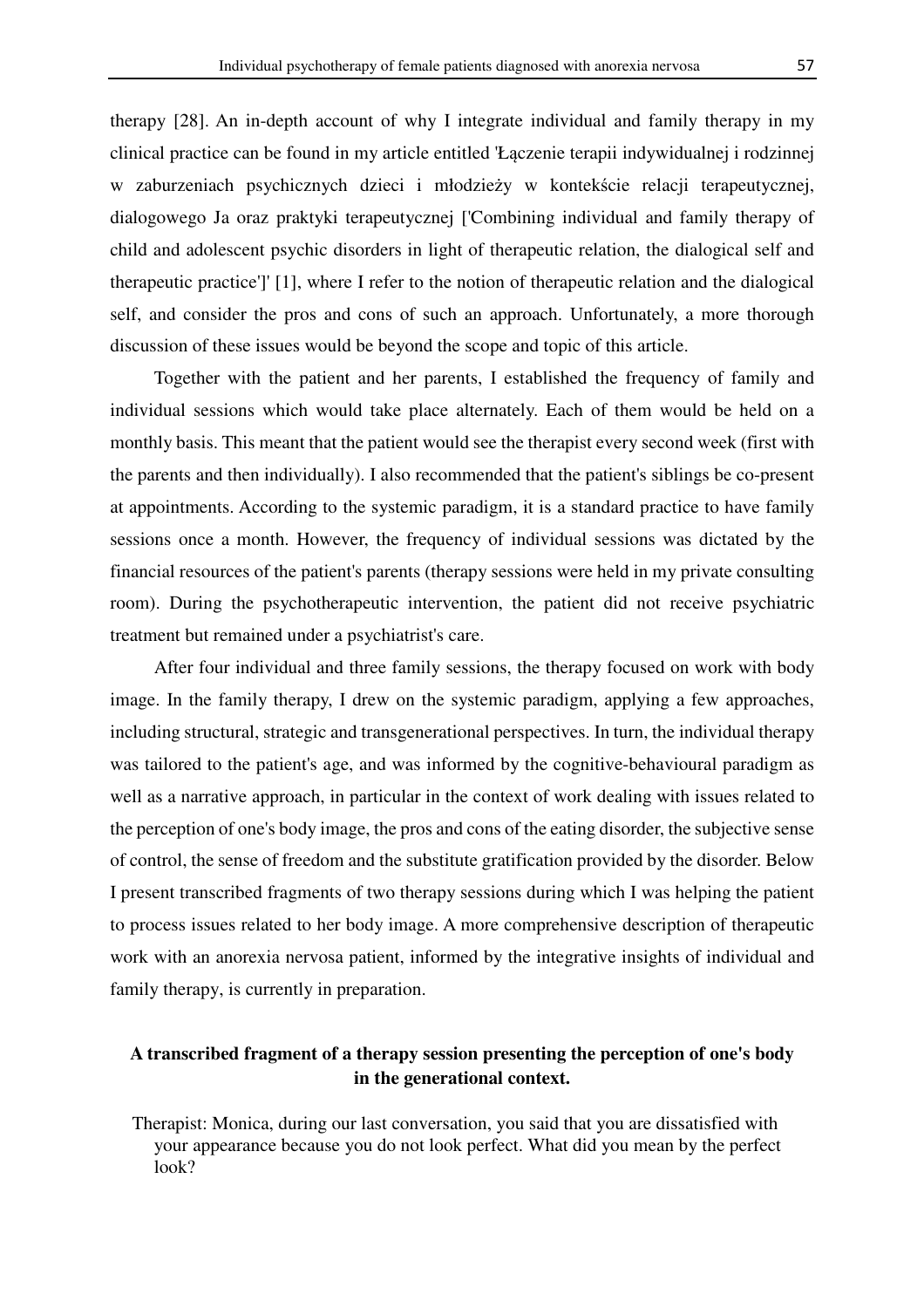therapy [28]. An in-depth account of why I integrate individual and family therapy in my clinical practice can be found in my article entitled 'Łączenie terapii indywidualnej i rodzinnej w zaburzeniach psychicznych dzieci i młodzieży w kontekście relacji terapeutycznej, dialogowego Ja oraz praktyki terapeutycznej ['Combining individual and family therapy of child and adolescent psychic disorders in light of therapeutic relation, the dialogical self and therapeutic practice']' [1], where I refer to the notion of therapeutic relation and the dialogical self, and consider the pros and cons of such an approach. Unfortunately, a more thorough discussion of these issues would be beyond the scope and topic of this article.

Together with the patient and her parents, I established the frequency of family and individual sessions which would take place alternately. Each of them would be held on a monthly basis. This meant that the patient would see the therapist every second week (first with the parents and then individually). I also recommended that the patient's siblings be co-present at appointments. According to the systemic paradigm, it is a standard practice to have family sessions once a month. However, the frequency of individual sessions was dictated by the financial resources of the patient's parents (therapy sessions were held in my private consulting room). During the psychotherapeutic intervention, the patient did not receive psychiatric treatment but remained under a psychiatrist's care.

After four individual and three family sessions, the therapy focused on work with body image. In the family therapy, I drew on the systemic paradigm, applying a few approaches, including structural, strategic and transgenerational perspectives. In turn, the individual therapy was tailored to the patient's age, and was informed by the cognitive-behavioural paradigm as well as a narrative approach, in particular in the context of work dealing with issues related to the perception of one's body image, the pros and cons of the eating disorder, the subjective sense of control, the sense of freedom and the substitute gratification provided by the disorder. Below I present transcribed fragments of two therapy sessions during which I was helping the patient to process issues related to her body image. A more comprehensive description of therapeutic work with an anorexia nervosa patient, informed by the integrative insights of individual and family therapy, is currently in preparation.

**A transcribed fragment of a therapy session presenting the perception of one's body in the generational context.**

Therapist: Monica, during our last conversation, you said that you are dissatisfied with your appearance because you do not look perfect. What did you mean by the perfect look?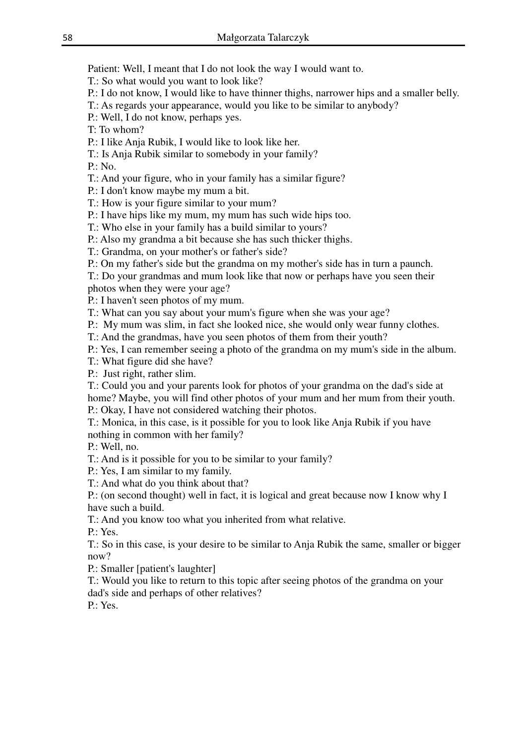Patient: Well, I meant that I do not look the way I would want to.

T.: So what would you want to look like?

P.: I do not know, I would like to have thinner thighs, narrower hips and a smaller belly.

T.: As regards your appearance, would you like to be similar to anybody?

P.: Well, I do not know, perhaps yes.

T: To whom?

P.: I like Anja Rubik, I would like to look like her.

T.: Is Anja Rubik similar to somebody in your family?

P.: No.

T.: And your figure, who in your family has a similar figure?

P.: I don't know maybe my mum a bit.

T.: How is your figure similar to your mum?

P.: I have hips like my mum, my mum has such wide hips too.

T.: Who else in your family has a build similar to yours?

P.: Also my grandma a bit because she has such thicker thighs.

T.: Grandma, on your mother's or father's side?

P.: On my father's side but the grandma on my mother's side has in turn a paunch.

T.: Do your grandmas and mum look like that now or perhaps have you seen their photos when they were your age?

P.: I haven't seen photos of my mum.

T.: What can you say about your mum's figure when she was your age?

P.: My mum was slim, in fact she looked nice, she would only wear funny clothes.

T.: And the grandmas, have you seen photos of them from their youth?

P.: Yes, I can remember seeing a photo of the grandma on my mum's side in the album.

T.: What figure did she have?

P.: Just right, rather slim.

T.: Could you and your parents look for photos of your grandma on the dad's side at home? Maybe, you will find other photos of your mum and her mum from their youth.

P.: Okay, I have not considered watching their photos.

T.: Monica, in this case, is it possible for you to look like Anja Rubik if you have nothing in common with her family?

P.: Well, no.

T.: And is it possible for you to be similar to your family?

P.: Yes, I am similar to my family.

T.: And what do you think about that?

P.: (on second thought) well in fact, it is logical and great because now I know why I have such a build.

T.: And you know too what you inherited from what relative.

P.: Yes.

T.: So in this case, is your desire to be similar to Anja Rubik the same, smaller or bigger now?

P.: Smaller [patient's laughter]

T.: Would you like to return to this topic after seeing photos of the grandma on your dad's side and perhaps of other relatives?

P.: Yes.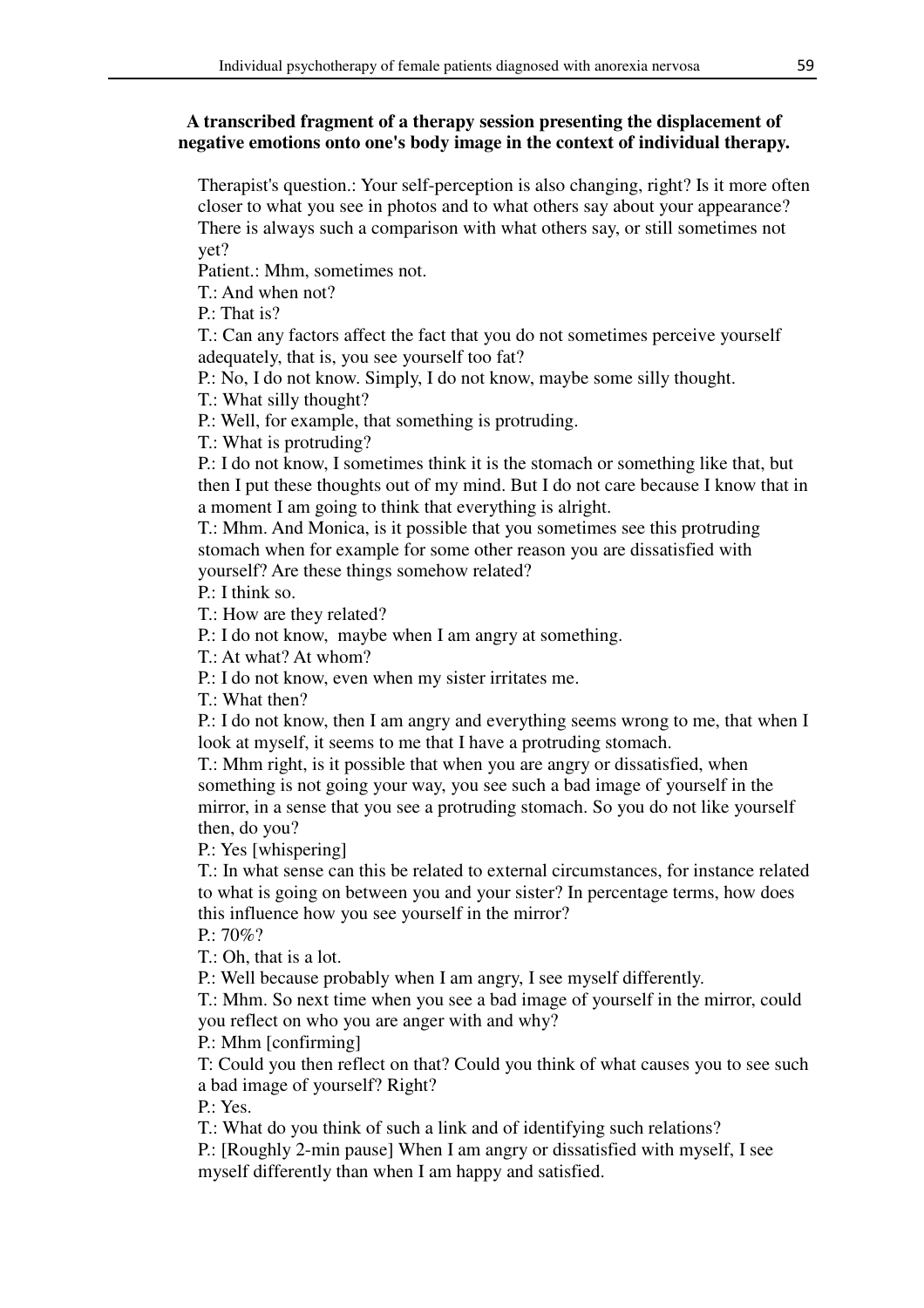**A transcribed fragment of a therapy session presenting the displacement of negative emotions onto one's body image in the context of individual therapy.**

Therapist's question.: Your self-perception is also changing, right? Is it more often closer to what you see in photos and to what others say about your appearance? There is always such a comparison with what others say, or still sometimes not yet?

Patient.: Mhm, sometimes not.

T.: And when not?

P.: That is?

T.: Can any factors affect the fact that you do not sometimes perceive yourself adequately, that is, you see yourself too fat?

P.: No, I do not know. Simply, I do not know, maybe some silly thought.

T.: What silly thought?

P.: Well, for example, that something is protruding.

T.: What is protruding?

P.: I do not know, I sometimes think it is the stomach or something like that, but then I put these thoughts out of my mind. But I do not care because I know that in a moment I am going to think that everything is alright.

T.: Mhm. And Monica, is it possible that you sometimes see this protruding stomach when for example for some other reason you are dissatisfied with yourself? Are these things somehow related?

P.: I think so.

T.: How are they related?

P.: I do not know, maybe when I am angry at something.

T.: At what? At whom?

P.: I do not know, even when my sister irritates me.

T.: What then?

P.: I do not know, then I am angry and everything seems wrong to me, that when I look at myself, it seems to me that I have a protruding stomach.

T.: Mhm right, is it possible that when you are angry or dissatisfied, when something is not going your way, you see such a bad image of yourself in the mirror, in a sense that you see a protruding stomach. So you do not like yourself then, do you?

P.: Yes [whispering]

T.: In what sense can this be related to external circumstances, for instance related to what is going on between you and your sister? In percentage terms, how does this influence how you see yourself in the mirror?

P.: 70%?

T.: Oh, that is a lot.

P.: Well because probably when I am angry, I see myself differently.

T.: Mhm. So next time when you see a bad image of yourself in the mirror, could you reflect on who you are anger with and why?

P.: Mhm [confirming]

T: Could you then reflect on that? Could you think of what causes you to see such a bad image of yourself? Right?

P.: Yes.

T.: What do you think of such a link and of identifying such relations?

P.: [Roughly 2-min pause] When I am angry or dissatisfied with myself, I see myself differently than when I am happy and satisfied.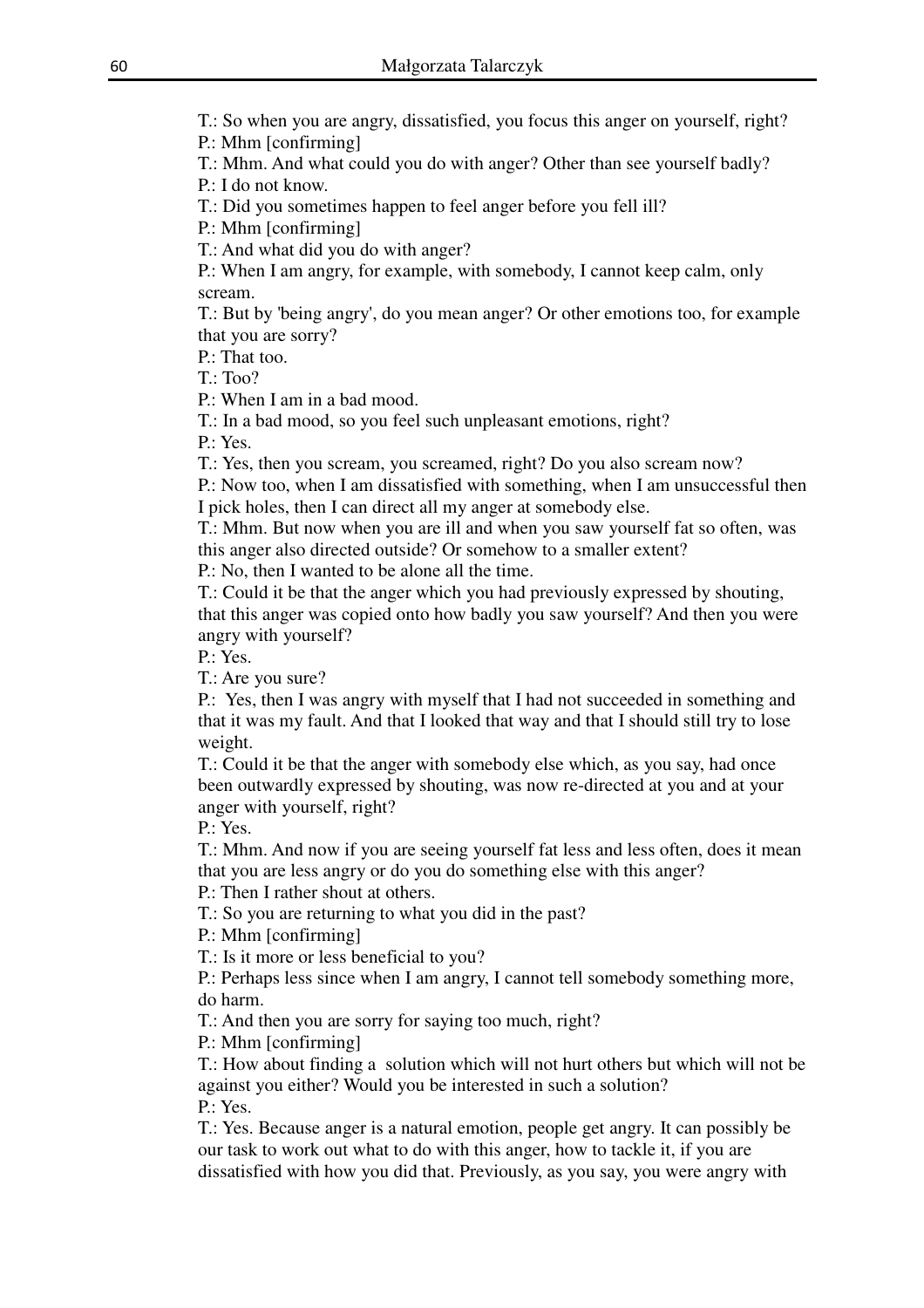T.: So when you are angry, dissatisfied, you focus this anger on yourself, right?
P.: Mhm [confirming]
T.: Mhm. And what could you do with anger? Other than see yourself badly?
P.: I do not know.
T.: Did you sometimes happen to feel anger before you fell ill?
P.: Mhm [confirming]
T.: And what did you do with anger?
P.: When I am angry, for example, with somebody, I cannot keep calm, only scream.
T.: But by 'being angry', do you mean anger? Or other emotions too, for example that you are sorry?
P.: That too.
T.: Too?
P.: When I am in a bad mood.
T.: In a bad mood, so you feel such unpleasant emotions, right?
P.: Yes.
T.: Yes, then you scream, you screamed, right? Do you also scream now?
P.: Now too, when I am dissatisfied with something, when I am unsuccessful then I pick holes, then I can direct all my anger at somebody else.
T.: Mhm. But now when you are ill and when you saw yourself fat so often, was this anger also directed outside? Or somehow to a smaller extent?
P.: No, then I wanted to be alone all the time.
T.: Could it be that the anger which you had previously expressed by shouting, that this anger was copied onto how badly you saw yourself? And then you were angry with yourself?
P.: Yes.
T.: Are you sure?
P.: Yes, then I was angry with myself that I had not succeeded in something and that it was my fault. And that I looked that way and that I should still try to lose weight.
T.: Could it be that the anger with somebody else which, as you say, had once been outwardly expressed by shouting, was now re-directed at you and at your anger with yourself, right?
P.: Yes.
T.: Mhm. And now if you are seeing yourself fat less and less often, does it mean that you are less angry or do you do something else with this anger?
P.: Then I rather shout at others.
T.: So you are returning to what you did in the past?
P.: Mhm [confirming]
T.: Is it more or less beneficial to you?
P.: Perhaps less since when I am angry, I cannot tell somebody something more, do harm.
T.: And then you are sorry for saying too much, right?
P.: Mhm [confirming]
T.: How about finding a solution which will not hurt others but which will not be against you either? Would you be interested in such a solution?
P.: Yes.
T.: Yes. Because anger is a natural emotion, people get angry. It can possibly be our task to work out what to do with this anger, how to tackle it, if you are dissatisfied with how you did that. Previously, as you say, you were angry with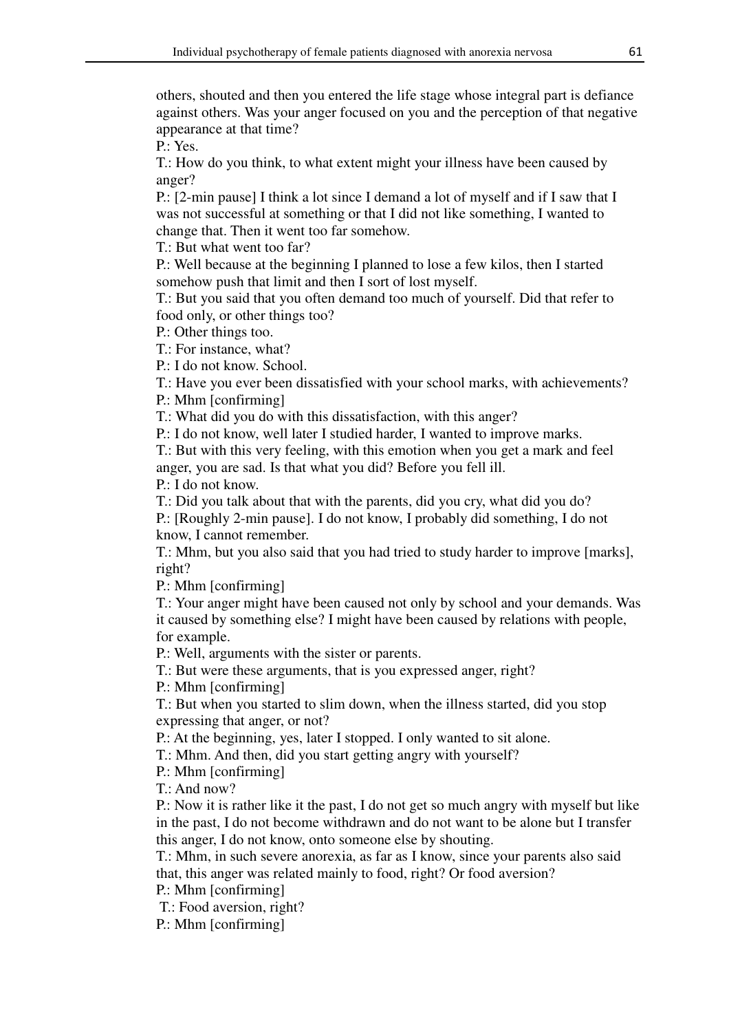others, shouted and then you entered the life stage whose integral part is defiance against others. Was your anger focused on you and the perception of that negative appearance at that time?

P.: Yes.

T.: How do you think, to what extent might your illness have been caused by anger?

P.: [2-min pause] I think a lot since I demand a lot of myself and if I saw that I was not successful at something or that I did not like something, I wanted to change that. Then it went too far somehow.

T.: But what went too far?

P.: Well because at the beginning I planned to lose a few kilos, then I started somehow push that limit and then I sort of lost myself.

T.: But you said that you often demand too much of yourself. Did that refer to food only, or other things too?

P.: Other things too.

T.: For instance, what?

P.: I do not know. School.

T.: Have you ever been dissatisfied with your school marks, with achievements?

P.: Mhm [confirming]

T.: What did you do with this dissatisfaction, with this anger?

P.: I do not know, well later I studied harder, I wanted to improve marks.

T.: But with this very feeling, with this emotion when you get a mark and feel anger, you are sad. Is that what you did? Before you fell ill.

P.: I do not know.

T.: Did you talk about that with the parents, did you cry, what did you do?

P.: [Roughly 2-min pause]. I do not know, I probably did something, I do not know, I cannot remember.

T.: Mhm, but you also said that you had tried to study harder to improve [marks], right?

P.: Mhm [confirming]

T.: Your anger might have been caused not only by school and your demands. Was it caused by something else? I might have been caused by relations with people, for example.

P.: Well, arguments with the sister or parents.

T.: But were these arguments, that is you expressed anger, right?

P.: Mhm [confirming]

T.: But when you started to slim down, when the illness started, did you stop expressing that anger, or not?

P.: At the beginning, yes, later I stopped. I only wanted to sit alone.

T.: Mhm. And then, did you start getting angry with yourself?

P.: Mhm [confirming]

T.: And now?

P.: Now it is rather like it the past, I do not get so much angry with myself but like in the past, I do not become withdrawn and do not want to be alone but I transfer this anger, I do not know, onto someone else by shouting.

T.: Mhm, in such severe anorexia, as far as I know, since your parents also said that, this anger was related mainly to food, right? Or food aversion?

P.: Mhm [confirming]

T.: Food aversion, right?

P.: Mhm [confirming]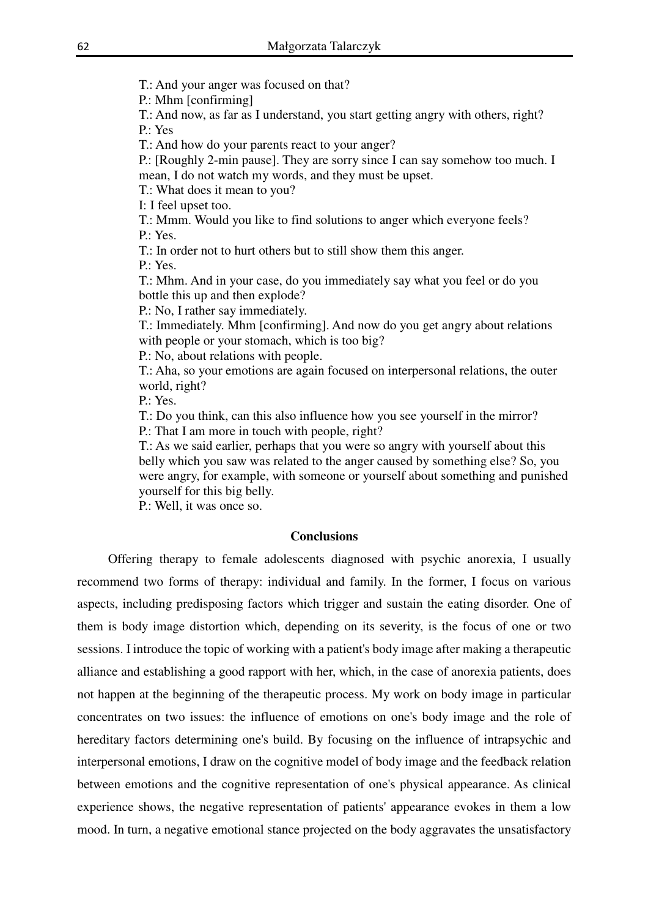T.: And your anger was focused on that?

P.: Mhm [confirming]

T.: And now, as far as I understand, you start getting angry with others, right?

P.: Yes

T.: And how do your parents react to your anger?

P.: [Roughly 2-min pause]. They are sorry since I can say somehow too much. I mean, I do not watch my words, and they must be upset.

T.: What does it mean to you?

I: I feel upset too.

T.: Mmm. Would you like to find solutions to anger which everyone feels?

P.: Yes.

T.: In order not to hurt others but to still show them this anger.

P.: Yes.

T.: Mhm. And in your case, do you immediately say what you feel or do you bottle this up and then explode?

P.: No, I rather say immediately.

T.: Immediately. Mhm [confirming]. And now do you get angry about relations with people or your stomach, which is too big?

P.: No, about relations with people.

T.: Aha, so your emotions are again focused on interpersonal relations, the outer world, right?

P.: Yes.

T.: Do you think, can this also influence how you see yourself in the mirror?

P.: That I am more in touch with people, right?

T.: As we said earlier, perhaps that you were so angry with yourself about this belly which you saw was related to the anger caused by something else? So, you were angry, for example, with someone or yourself about something and punished yourself for this big belly.

P.: Well, it was once so.

## Conclusions

Offering therapy to female adolescents diagnosed with psychic anorexia, I usually recommend two forms of therapy: individual and family. In the former, I focus on various aspects, including predisposing factors which trigger and sustain the eating disorder. One of them is body image distortion which, depending on its severity, is the focus of one or two sessions. I introduce the topic of working with a patient's body image after making a therapeutic alliance and establishing a good rapport with her, which, in the case of anorexia patients, does not happen at the beginning of the therapeutic process. My work on body image in particular concentrates on two issues: the influence of emotions on one's body image and the role of hereditary factors determining one's build. By focusing on the influence of intrapsychic and interpersonal emotions, I draw on the cognitive model of body image and the feedback relation between emotions and the cognitive representation of one's physical appearance. As clinical experience shows, the negative representation of patients' appearance evokes in them a low mood. In turn, a negative emotional stance projected on the body aggravates the unsatisfactory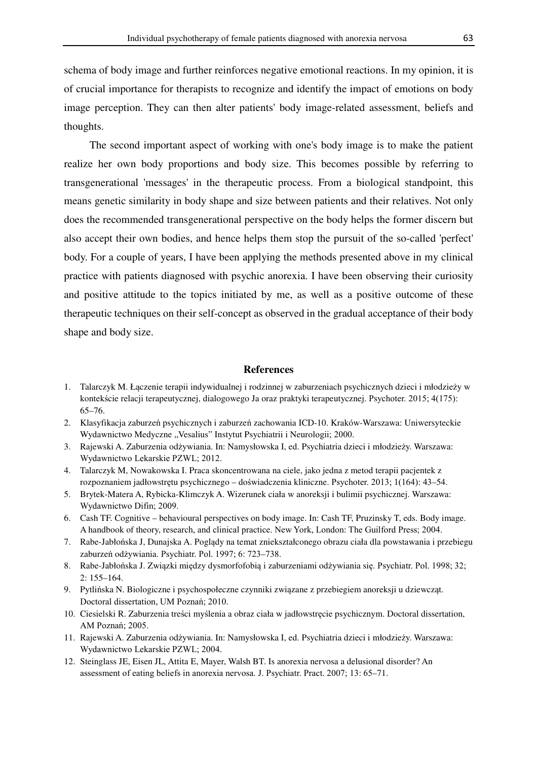schema of body image and further reinforces negative emotional reactions. In my opinion, it is of crucial importance for therapists to recognize and identify the impact of emotions on body image perception. They can then alter patients' body image-related assessment, beliefs and thoughts.

The second important aspect of working with one's body image is to make the patient realize her own body proportions and body size. This becomes possible by referring to transgenerational 'messages' in the therapeutic process. From a biological standpoint, this means genetic similarity in body shape and size between patients and their relatives. Not only does the recommended transgenerational perspective on the body helps the former discern but also accept their own bodies, and hence helps them stop the pursuit of the so-called 'perfect' body. For a couple of years, I have been applying the methods presented above in my clinical practice with patients diagnosed with psychic anorexia. I have been observing their curiosity and positive attitude to the topics initiated by me, as well as a positive outcome of these therapeutic techniques on their self-concept as observed in the gradual acceptance of their body shape and body size.

## References

1. Talarczyk M. Łączenie terapii indywidualnej i rodzinnej w zaburzeniach psychicznych dzieci i młodzieży w kontekście relacji terapeutycznej, dialogowego Ja oraz praktyki terapeutycznej. Psychoter. 2015; 4(175): 65–76.
2. Klasyfikacja zaburzeń psychicznych i zaburzeń zachowania ICD-10. Kraków-Warszawa: Uniwersyteckie Wydawnictwo Medyczne „Vesalius" Instytut Psychiatrii i Neurologii; 2000.
3. Rajewski A. Zaburzenia odżywiania. In: Namysłowska I, ed. Psychiatria dzieci i młodzieży. Warszawa: Wydawnictwo Lekarskie PZWL; 2012.
4. Talarczyk M, Nowakowska I. Praca skoncentrowana na ciele, jako jedna z metod terapii pacjentek z rozpoznaniem jadłowstrętu psychicznego – doświadczenia kliniczne. Psychoter. 2013; 1(164): 43–54.
5. Brytek-Matera A, Rybicka-Klimczyk A. Wizerunek ciała w anoreksji i bulimii psychicznej. Warszawa: Wydawnictwo Difin; 2009.
6. Cash TF. Cognitive – behavioural perspectives on body image. In: Cash TF, Pruzinsky T, eds. Body image. A handbook of theory, research, and clinical practice. New York, London: The Guilford Press; 2004.
7. Rabe-Jabłońska J, Dunajska A. Poglądy na temat zniekształconego obrazu ciała dla powstawania i przebiegu zaburzeń odżywiania. Psychiatr. Pol. 1997; 6: 723–738.
8. Rabe-Jabłońska J. Związki między dysmorfofobią i zaburzeniami odżywiania się. Psychiatr. Pol. 1998; 32; 2: 155–164.
9. Pytlińska N. Biologiczne i psychospołeczne czynniki związane z przebiegiem anoreksji u dziewcząt. Doctoral dissertation, UM Poznań; 2010.
10. Ciesielski R. Zaburzenia treści myślenia a obraz ciała w jadłowstręcie psychicznym. Doctoral dissertation, AM Poznań; 2005.
11. Rajewski A. Zaburzenia odżywiania. In: Namysłowska I, ed. Psychiatria dzieci i młodzieży. Warszawa: Wydawnictwo Lekarskie PZWL; 2004.
12. Steinglass JE, Eisen JL, Attita E, Mayer, Walsh BT. Is anorexia nervosa a delusional disorder? An assessment of eating beliefs in anorexia nervosa. J. Psychiatr. Pract. 2007; 13: 65–71.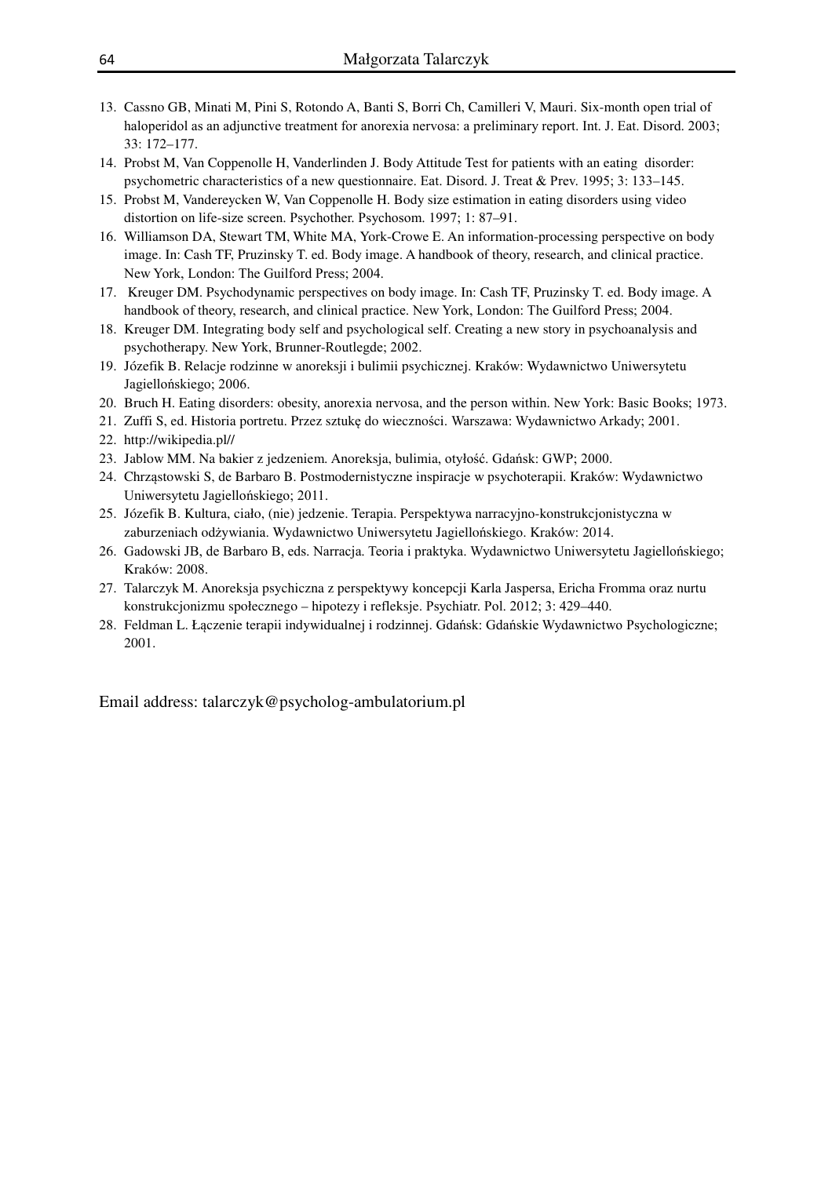13. Cassno GB, Minati M, Pini S, Rotondo A, Banti S, Borri Ch, Camilleri V, Mauri. Six-month open trial of haloperidol as an adjunctive treatment for anorexia nervosa: a preliminary report. Int. J. Eat. Disord. 2003; 33: 172–177.
14. Probst M, Van Coppenolle H, Vanderlinden J. Body Attitude Test for patients with an eating disorder: psychometric characteristics of a new questionnaire. Eat. Disord. J. Treat & Prev. 1995; 3: 133–145.
15. Probst M, Vandereycken W, Van Coppenolle H. Body size estimation in eating disorders using video distortion on life-size screen. Psychother. Psychosom. 1997; 1: 87–91.
16. Williamson DA, Stewart TM, White MA, York-Crowe E. An information-processing perspective on body image. In: Cash TF, Pruzinsky T. ed. Body image. A handbook of theory, research, and clinical practice. New York, London: The Guilford Press; 2004.
17. Kreuger DM. Psychodynamic perspectives on body image. In: Cash TF, Pruzinsky T. ed. Body image. A handbook of theory, research, and clinical practice. New York, London: The Guilford Press; 2004.
18. Kreuger DM. Integrating body self and psychological self. Creating a new story in psychoanalysis and psychotherapy. New York, Brunner-Routlegde; 2002.
19. Józefik B. Relacje rodzinne w anoreksji i bulimii psychicznej. Kraków: Wydawnictwo Uniwersytetu Jagiellońskiego; 2006.
20. Bruch H. Eating disorders: obesity, anorexia nervosa, and the person within. New York: Basic Books; 1973.
21. Zuffi S, ed. Historia portretu. Przez sztukę do wieczności. Warszawa: Wydawnictwo Arkady; 2001.
22. http://wikipedia.pl//
23. Jablow MM. Na bakier z jedzeniem. Anoreksja, bulimia, otyłość. Gdańsk: GWP; 2000.
24. Chrząstowski S, de Barbaro B. Postmodernistyczne inspiracje w psychoterapii. Kraków: Wydawnictwo Uniwersytetu Jagiellońskiego; 2011.
25. Józefik B. Kultura, ciało, (nie) jedzenie. Terapia. Perspektywa narracyjno-konstrukcjonistyczna w zaburzeniach odżywiania. Wydawnictwo Uniwersytetu Jagiellońskiego. Kraków: 2014.
26. Gadowski JB, de Barbaro B, eds. Narracja. Teoria i praktyka. Wydawnictwo Uniwersytetu Jagiellońskiego; Kraków: 2008.
27. Talarczyk M. Anoreksja psychiczna z perspektywy koncepcji Karla Jaspersa, Ericha Fromma oraz nurtu konstrukcjonizmu społecznego – hipotezy i refleksje. Psychiatr. Pol. 2012; 3: 429–440.
28. Feldman L. Łączenie terapii indywidualnej i rodzinnej. Gdańsk: Gdańskie Wydawnictwo Psychologiczne; 2001.

Email address: talarczyk@psycholog-ambulatorium.pl